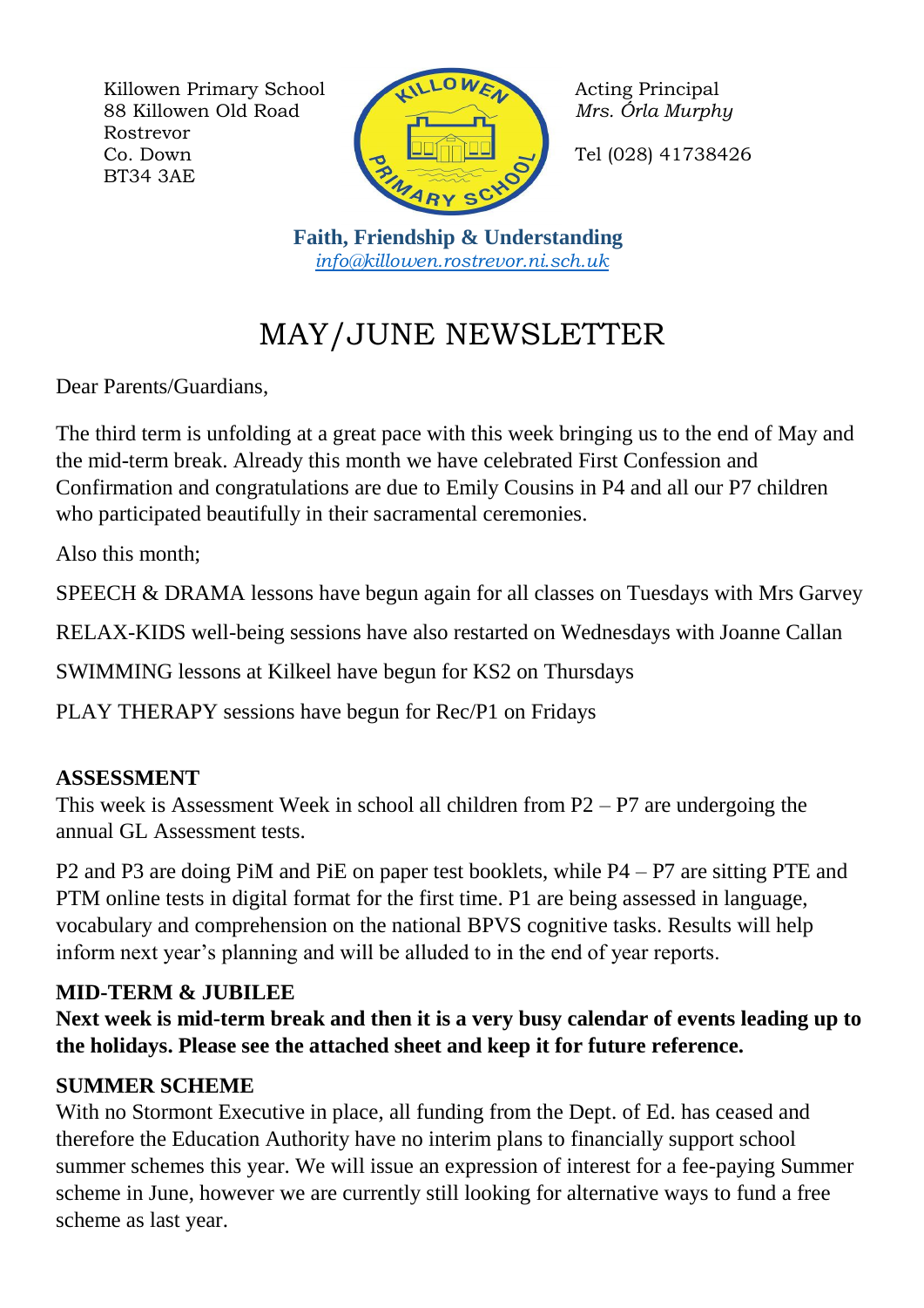Killowen Primary School
88 Killowen Old Road
Rostrevor
Co. Down
BT34 3AE

Acting Principal
*Mrs. Órla Murphy*

Tel (028) 41738426

**Faith, Friendship & Understanding**
*info@killowen.rostrevor.ni.sch.uk*

# MAY/JUNE NEWSLETTER

Dear Parents/Guardians,

The third term is unfolding at a great pace with this week bringing us to the end of May and the mid-term break. Already this month we have celebrated First Confession and Confirmation and congratulations are due to Emily Cousins in P4 and all our P7 children who participated beautifully in their sacramental ceremonies.

Also this month;

SPEECH & DRAMA lessons have begun again for all classes on Tuesdays with Mrs Garvey

RELAX-KIDS well-being sessions have also restarted on Wednesdays with Joanne Callan

SWIMMING lessons at Kilkeel have begun for KS2 on Thursdays

PLAY THERAPY sessions have begun for Rec/P1 on Fridays

## ASSESSMENT

This week is Assessment Week in school all children from P2 – P7 are undergoing the annual GL Assessment tests.

P2 and P3 are doing PiM and PiE on paper test booklets, while P4 – P7 are sitting PTE and PTM online tests in digital format for the first time. P1 are being assessed in language, vocabulary and comprehension on the national BPVS cognitive tasks. Results will help inform next year's planning and will be alluded to in the end of year reports.

## MID-TERM & JUBILEE

**Next week is mid-term break and then it is a very busy calendar of events leading up to the holidays. Please see the attached sheet and keep it for future reference.**

## SUMMER SCHEME

With no Stormont Executive in place, all funding from the Dept. of Ed. has ceased and therefore the Education Authority have no interim plans to financially support school summer schemes this year. We will issue an expression of interest for a fee-paying Summer scheme in June, however we are currently still looking for alternative ways to fund a free scheme as last year.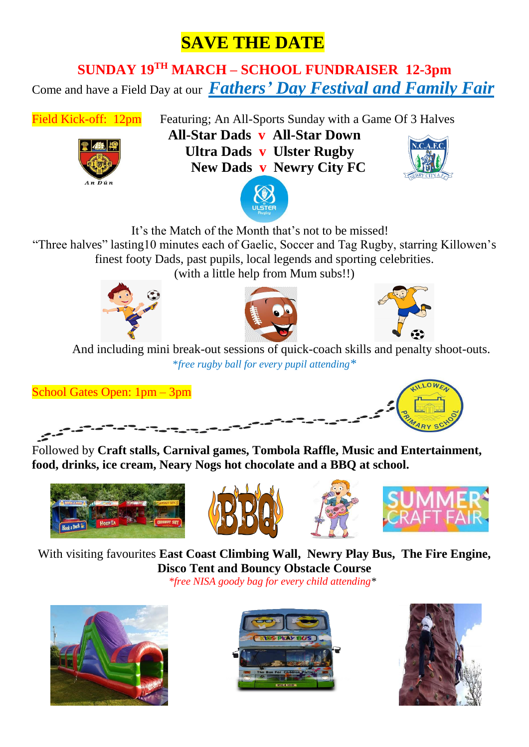# SAVE THE DATE

## SUNDAY 19TH MARCH – SCHOOL FUNDRAISER 12-3pm

Come and have a Field Day at our ***Fathers' Day Festival and Family Fair***

Field Kick-off: 12pm

Featuring; An All-Sports Sunday with a Game Of 3 Halves

**All-Star Dads v All-Star Down**
**Ultra Dads v Ulster Rugby**
**New Dads v Newry City FC**

It's the Match of the Month that's not to be missed!
"Three halves" lasting10 minutes each of Gaelic, Soccer and Tag Rugby, starring Killowen's finest footy Dads, past pupils, local legends and sporting celebrities.
(with a little help from Mum subs!!)

And including mini break-out sessions of quick-coach skills and penalty shoot-outs.

*\*free rugby ball for every pupil attending\**

School Gates Open: 1pm – 3pm

Followed by **Craft stalls, Carnival games, Tombola Raffle, Music and Entertainment, food, drinks, ice cream, Neary Nogs hot chocolate and a BBQ at school.**

With visiting favourites **East Coast Climbing Wall, Newry Play Bus, The Fire Engine, Disco Tent and Bouncy Obstacle Course**

*\*free NISA goody bag for every child attending\**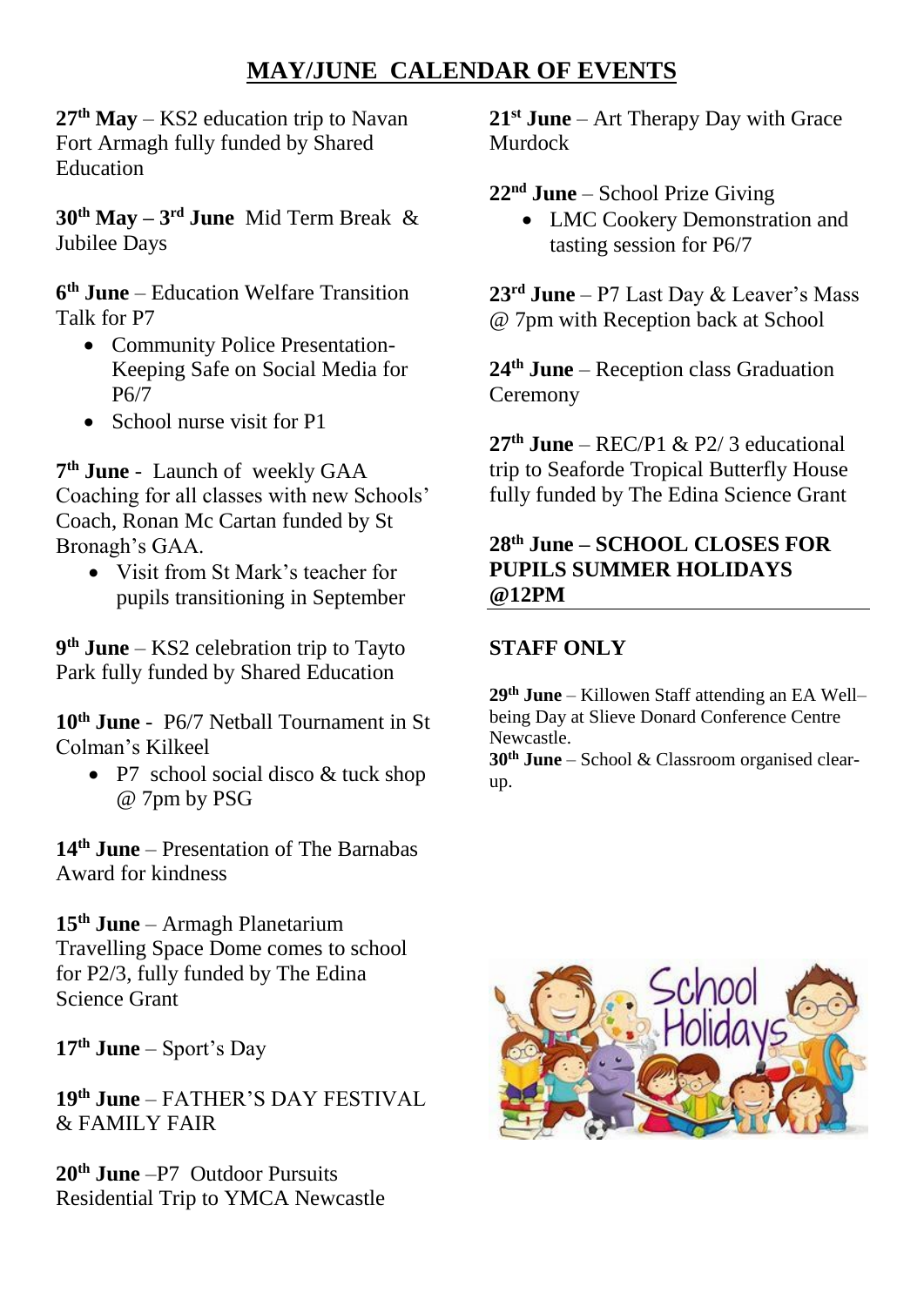# MAY/JUNE CALENDAR OF EVENTS

**27th May** – KS2 education trip to Navan Fort Armagh fully funded by Shared Education

**30th May – 3rd June** Mid Term Break & Jubilee Days

**6th June** – Education Welfare Transition Talk for P7

- Community Police Presentation- Keeping Safe on Social Media for P6/7
- School nurse visit for P1

**7th June** - Launch of weekly GAA Coaching for all classes with new Schools' Coach, Ronan Mc Cartan funded by St Bronagh's GAA.

- Visit from St Mark's teacher for pupils transitioning in September

**9th June** – KS2 celebration trip to Tayto Park fully funded by Shared Education

**10th June** - P6/7 Netball Tournament in St Colman's Kilkeel

- P7 school social disco & tuck shop @ 7pm by PSG

**14th June** – Presentation of The Barnabas Award for kindness

**15th June** – Armagh Planetarium Travelling Space Dome comes to school for P2/3, fully funded by The Edina Science Grant

**17th June** – Sport's Day

**19th June** – FATHER'S DAY FESTIVAL & FAMILY FAIR

**20th June** –P7 Outdoor Pursuits Residential Trip to YMCA Newcastle

**21st June** – Art Therapy Day with Grace Murdock

**22nd June** – School Prize Giving

- LMC Cookery Demonstration and tasting session for P6/7

**23rd June** – P7 Last Day & Leaver's Mass @ 7pm with Reception back at School

**24th June** – Reception class Graduation Ceremony

**27th June** – REC/P1 & P2/ 3 educational trip to Seaforde Tropical Butterfly House fully funded by The Edina Science Grant

**28th June – SCHOOL CLOSES FOR PUPILS SUMMER HOLIDAYS @12PM**

## STAFF ONLY

**29th June** – Killowen Staff attending an EA Well–being Day at Slieve Donard Conference Centre Newcastle.
**30th June** – School & Classroom organised clear-up.